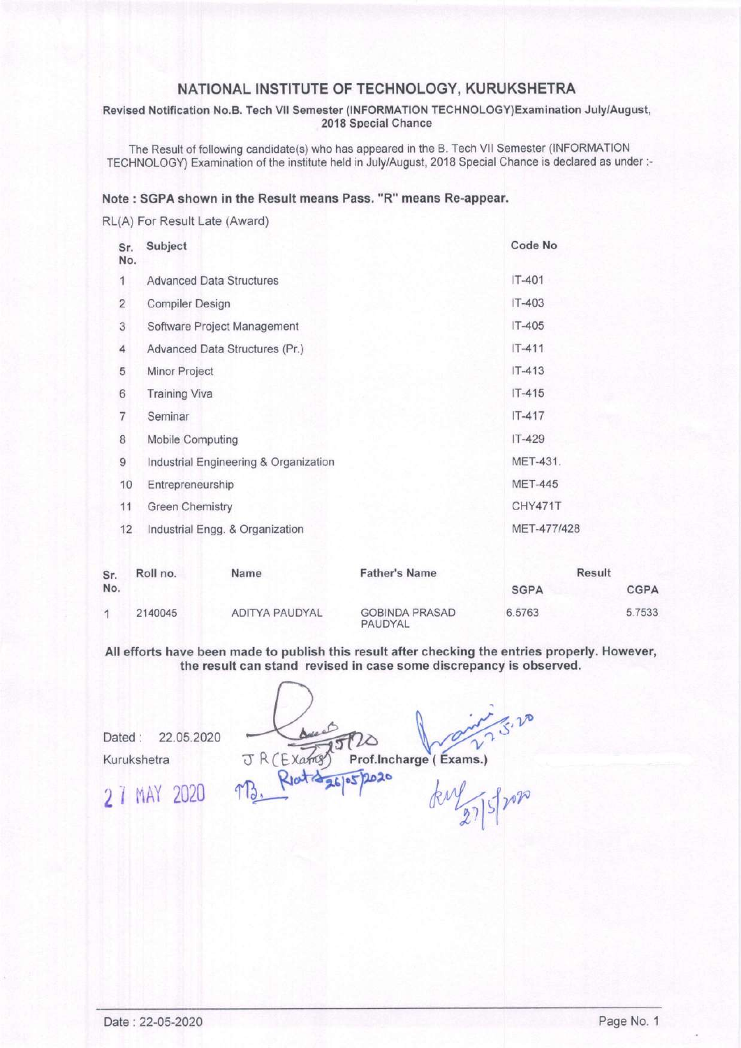# NATIONAL INSTITUTE OF TECHNOLOGY, KURUKSHETRA

**Revised Notification No.B. Tech VII Semester (INFORMATION TECHNOLOGY)Examination July/August, 2018 Special Chance**

The Result of following candidate(s) who has appeared in the B. Tech VII Semester (INFORMATION TECHNOLOGY) Examination of the institute held in July/August, 2018 Special Chance is declared as under :-

**Note : SGPA shown in the Result means Pass. "R" means Re-appear.**

RL(A) For Result Late (Award)

| Sr. No. | Subject | Code No |
|---|---|---|
| 1 | Advanced Data Structures | IT-401 |
| 2 | Compiler Design | IT-403 |
| 3 | Software Project Management | IT-405 |
| 4 | Advanced Data Structures (Pr.) | IT-411 |
| 5 | Minor Project | IT-413 |
| 6 | Training Viva | IT-415 |
| 7 | Seminar | IT-417 |
| 8 | Mobile Computing | IT-429 |
| 9 | Industrial Engineering & Organization | MET-431. |
| 10 | Entrepreneurship | MET-445 |
| 11 | Green Chemistry | CHY471T |
| 12 | Industrial Engg. & Organization | MET-477/428 |

| Sr. No. | Roll no. | Name | Father's Name | Result | |
|---|---|---|---|---|---|
| | | | | SGPA | CGPA |
| 1 | 2140045 | ADITYA PAUDYAL | GOBINDA PRASAD PAUDYAL | 6.5763 | 5.7533 |

**All efforts have been made to publish this result after checking the entries properly. However, the result can stand revised in case some discrepancy is observed.**

Dated : 22.05.2020

Kurukshetra

27 MAY 2020

J R (Exams) Prof.Incharge ( Exams.)

Date : 22-05-2020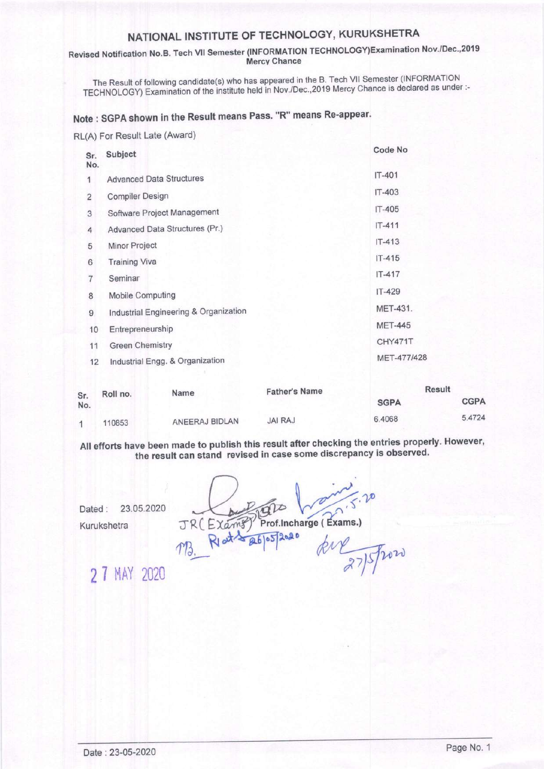# NATIONAL INSTITUTE OF TECHNOLOGY, KURUKSHETRA

## Revised Notification No.B. Tech VII Semester (INFORMATION TECHNOLOGY)Examination Nov./Dec.,2019 Mercy Chance

The Result of following candidate(s) who has appeared in the B. Tech VII Semester (INFORMATION TECHNOLOGY) Examination of the institute held in Nov./Dec.,2019 Mercy Chance is declared as under :-

**Note : SGPA shown in the Result means Pass. "R" means Re-appear.**

RL(A) For Result Late (Award)

| Sr. No. | Subject | Code No |
|---|---|---|
| 1 | Advanced Data Structures | IT-401 |
| 2 | Compiler Design | IT-403 |
| 3 | Software Project Management | IT-405 |
| 4 | Advanced Data Structures (Pr.) | IT-411 |
| 5 | Minor Project | IT-413 |
| 6 | Training Viva | IT-415 |
| 7 | Seminar | IT-417 |
| 8 | Mobile Computing | IT-429 |
| 9 | Industrial Engineering & Organization | MET-431. |
| 10 | Entrepreneurship | MET-445 |
| 11 | Green Chemistry | CHY471T |
| 12 | Industrial Engg. & Organization | MET-477/428 |

| Sr. No. | Roll no. | Name | Father's Name | Result | |
|---|---|---|---|---|---|
| | | | | SGPA | CGPA |
| 1 | 110853 | ANEERAJ BIDLAN | JAI RAJ | 6.4068 | 5.4724 |

**All efforts have been made to publish this result after checking the entries properly. However, the result can stand revised in case some discrepancy is observed.**

Dated : 23.05.2020

Kurukshetra

JR(Exams) Prof.Incharge ( Exams.)

27 MAY 2020

Date : 23-05-2020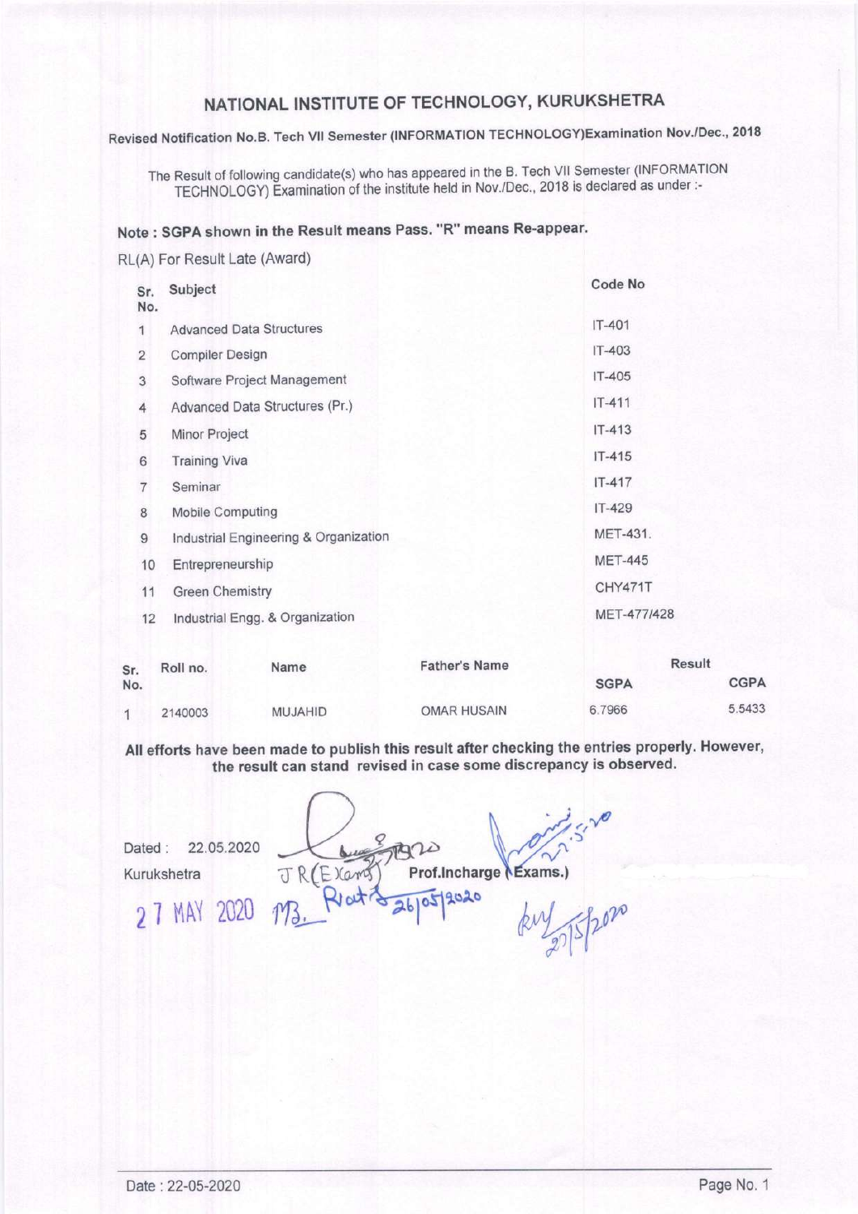# NATIONAL INSTITUTE OF TECHNOLOGY, KURUKSHETRA

**Revised Notification No.B. Tech VII Semester (INFORMATION TECHNOLOGY)Examination Nov./Dec., 2018**

The Result of following candidate(s) who has appeared in the B. Tech VII Semester (INFORMATION TECHNOLOGY) Examination of the institute held in Nov./Dec., 2018 is declared as under :-

**Note : SGPA shown in the Result means Pass. "R" means Re-appear.**

RL(A) For Result Late (Award)

| Sr. No. | Subject | Code No |
|---|---|---|
| 1 | Advanced Data Structures | IT-401 |
| 2 | Compiler Design | IT-403 |
| 3 | Software Project Management | IT-405 |
| 4 | Advanced Data Structures (Pr.) | IT-411 |
| 5 | Minor Project | IT-413 |
| 6 | Training Viva | IT-415 |
| 7 | Seminar | IT-417 |
| 8 | Mobile Computing | IT-429 |
| 9 | Industrial Engineering & Organization | MET-431. |
| 10 | Entrepreneurship | MET-445 |
| 11 | Green Chemistry | CHY471T |
| 12 | Industrial Engg. & Organization | MET-477/428 |

| Sr. No. | Roll no. | Name | Father's Name | Result | |
|---|---|---|---|---|---|
| | | | | SGPA | CGPA |
| 1 | 2140003 | MUJAHID | OMAR HUSAIN | 6.7966 | 5.5433 |

**All efforts have been made to publish this result after checking the entries properly. However, the result can stand revised in case some discrepancy is observed.**

Dated : 22.05.2020

Kurukshetra

JR(Exams) Prof.Incharge (Exams.)

27 MAY 2020

Date : 22-05-2020